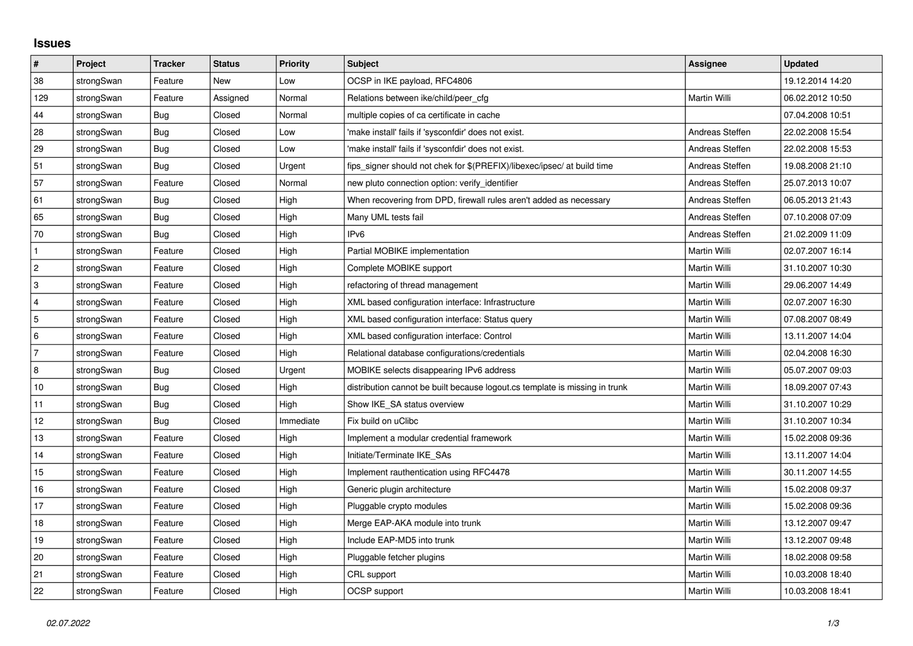## Issues

| # | Project | Tracker | Status | Priority | Subject | Assignee | Updated |
|---|---|---|---|---|---|---|---|
| 38 | strongSwan | Feature | New | Low | OCSP in IKE payload, RFC4806 | | 19.12.2014 14:20 |
| 129 | strongSwan | Feature | Assigned | Normal | Relations between ike/child/peer_cfg | Martin Willi | 06.02.2012 10:50 |
| 44 | strongSwan | Bug | Closed | Normal | multiple copies of ca certificate in cache | | 07.04.2008 10:51 |
| 28 | strongSwan | Bug | Closed | Low | 'make install' fails if 'sysconfdir' does not exist. | Andreas Steffen | 22.02.2008 15:54 |
| 29 | strongSwan | Bug | Closed | Low | 'make install' fails if 'sysconfdir' does not exist. | Andreas Steffen | 22.02.2008 15:53 |
| 51 | strongSwan | Bug | Closed | Urgent | fips_signer should not chek for $(PREFIX)/libexec/ipsec/ at build time | Andreas Steffen | 19.08.2008 21:10 |
| 57 | strongSwan | Feature | Closed | Normal | new pluto connection option: verify_identifier | Andreas Steffen | 25.07.2013 10:07 |
| 61 | strongSwan | Bug | Closed | High | When recovering from DPD, firewall rules aren't added as necessary | Andreas Steffen | 06.05.2013 21:43 |
| 65 | strongSwan | Bug | Closed | High | Many UML tests fail | Andreas Steffen | 07.10.2008 07:09 |
| 70 | strongSwan | Bug | Closed | High | IPv6 | Andreas Steffen | 21.02.2009 11:09 |
| 1 | strongSwan | Feature | Closed | High | Partial MOBIKE implementation | Martin Willi | 02.07.2007 16:14 |
| 2 | strongSwan | Feature | Closed | High | Complete MOBIKE support | Martin Willi | 31.10.2007 10:30 |
| 3 | strongSwan | Feature | Closed | High | refactoring of thread management | Martin Willi | 29.06.2007 14:49 |
| 4 | strongSwan | Feature | Closed | High | XML based configuration interface: Infrastructure | Martin Willi | 02.07.2007 16:30 |
| 5 | strongSwan | Feature | Closed | High | XML based configuration interface: Status query | Martin Willi | 07.08.2007 08:49 |
| 6 | strongSwan | Feature | Closed | High | XML based configuration interface: Control | Martin Willi | 13.11.2007 14:04 |
| 7 | strongSwan | Feature | Closed | High | Relational database configurations/credentials | Martin Willi | 02.04.2008 16:30 |
| 8 | strongSwan | Bug | Closed | Urgent | MOBIKE selects disappearing IPv6 address | Martin Willi | 05.07.2007 09:03 |
| 10 | strongSwan | Bug | Closed | High | distribution cannot be built because logout.cs template is missing in trunk | Martin Willi | 18.09.2007 07:43 |
| 11 | strongSwan | Bug | Closed | High | Show IKE_SA status overview | Martin Willi | 31.10.2007 10:29 |
| 12 | strongSwan | Bug | Closed | Immediate | Fix build on uClibc | Martin Willi | 31.10.2007 10:34 |
| 13 | strongSwan | Feature | Closed | High | Implement a modular credential framework | Martin Willi | 15.02.2008 09:36 |
| 14 | strongSwan | Feature | Closed | High | Initiate/Terminate IKE_SAs | Martin Willi | 13.11.2007 14:04 |
| 15 | strongSwan | Feature | Closed | High | Implement rauthentication using RFC4478 | Martin Willi | 30.11.2007 14:55 |
| 16 | strongSwan | Feature | Closed | High | Generic plugin architecture | Martin Willi | 15.02.2008 09:37 |
| 17 | strongSwan | Feature | Closed | High | Pluggable crypto modules | Martin Willi | 15.02.2008 09:36 |
| 18 | strongSwan | Feature | Closed | High | Merge EAP-AKA module into trunk | Martin Willi | 13.12.2007 09:47 |
| 19 | strongSwan | Feature | Closed | High | Include EAP-MD5 into trunk | Martin Willi | 13.12.2007 09:48 |
| 20 | strongSwan | Feature | Closed | High | Pluggable fetcher plugins | Martin Willi | 18.02.2008 09:58 |
| 21 | strongSwan | Feature | Closed | High | CRL support | Martin Willi | 10.03.2008 18:40 |
| 22 | strongSwan | Feature | Closed | High | OCSP support | Martin Willi | 10.03.2008 18:41 |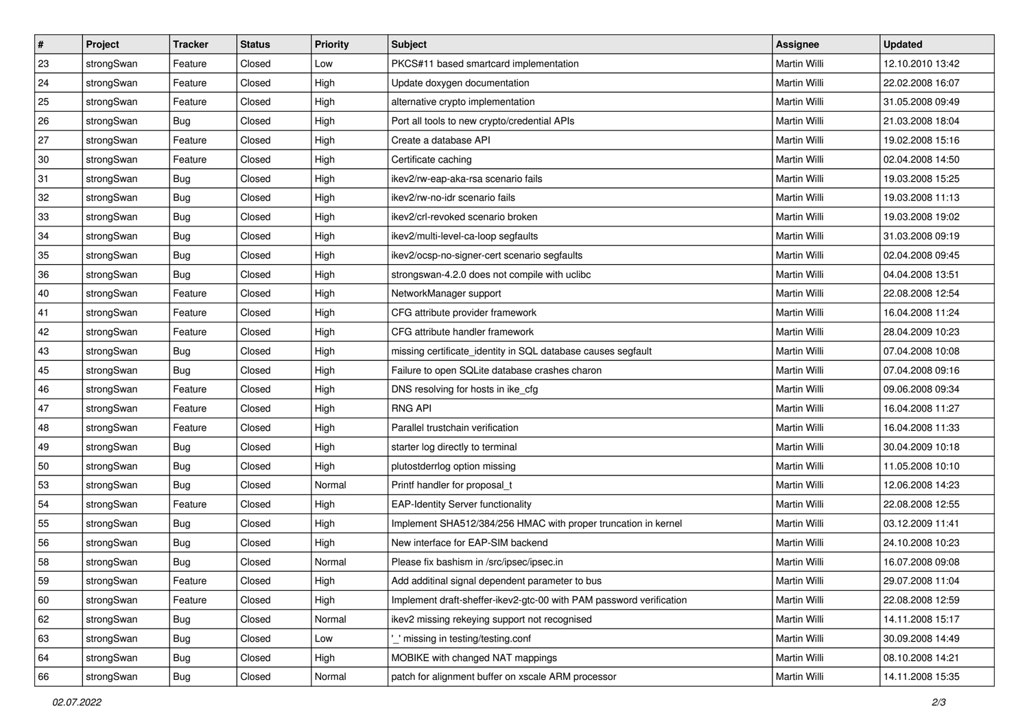| # | Project | Tracker | Status | Priority | Subject | Assignee | Updated |
|---|---|---|---|---|---|---|---|
| 23 | strongSwan | Feature | Closed | Low | PKCS#11 based smartcard implementation | Martin Willi | 12.10.2010 13:42 |
| 24 | strongSwan | Feature | Closed | High | Update doxygen documentation | Martin Willi | 22.02.2008 16:07 |
| 25 | strongSwan | Feature | Closed | High | alternative crypto implementation | Martin Willi | 31.05.2008 09:49 |
| 26 | strongSwan | Bug | Closed | High | Port all tools to new crypto/credential APIs | Martin Willi | 21.03.2008 18:04 |
| 27 | strongSwan | Feature | Closed | High | Create a database API | Martin Willi | 19.02.2008 15:16 |
| 30 | strongSwan | Feature | Closed | High | Certificate caching | Martin Willi | 02.04.2008 14:50 |
| 31 | strongSwan | Bug | Closed | High | ikev2/rw-eap-aka-rsa scenario fails | Martin Willi | 19.03.2008 15:25 |
| 32 | strongSwan | Bug | Closed | High | ikev2/rw-no-idr scenario fails | Martin Willi | 19.03.2008 11:13 |
| 33 | strongSwan | Bug | Closed | High | ikev2/crl-revoked scenario broken | Martin Willi | 19.03.2008 19:02 |
| 34 | strongSwan | Bug | Closed | High | ikev2/multi-level-ca-loop segfaults | Martin Willi | 31.03.2008 09:19 |
| 35 | strongSwan | Bug | Closed | High | ikev2/ocsp-no-signer-cert scenario segfaults | Martin Willi | 02.04.2008 09:45 |
| 36 | strongSwan | Bug | Closed | High | strongswan-4.2.0 does not compile with uclibc | Martin Willi | 04.04.2008 13:51 |
| 40 | strongSwan | Feature | Closed | High | NetworkManager support | Martin Willi | 22.08.2008 12:54 |
| 41 | strongSwan | Feature | Closed | High | CFG attribute provider framework | Martin Willi | 16.04.2008 11:24 |
| 42 | strongSwan | Feature | Closed | High | CFG attribute handler framework | Martin Willi | 28.04.2009 10:23 |
| 43 | strongSwan | Bug | Closed | High | missing certificate_identity in SQL database causes segfault | Martin Willi | 07.04.2008 10:08 |
| 45 | strongSwan | Bug | Closed | High | Failure to open SQLite database crashes charon | Martin Willi | 07.04.2008 09:16 |
| 46 | strongSwan | Feature | Closed | High | DNS resolving for hosts in ike_cfg | Martin Willi | 09.06.2008 09:34 |
| 47 | strongSwan | Feature | Closed | High | RNG API | Martin Willi | 16.04.2008 11:27 |
| 48 | strongSwan | Feature | Closed | High | Parallel trustchain verification | Martin Willi | 16.04.2008 11:33 |
| 49 | strongSwan | Bug | Closed | High | starter log directly to terminal | Martin Willi | 30.04.2009 10:18 |
| 50 | strongSwan | Bug | Closed | High | plutostderrlog option missing | Martin Willi | 11.05.2008 10:10 |
| 53 | strongSwan | Bug | Closed | Normal | Printf handler for proposal_t | Martin Willi | 12.06.2008 14:23 |
| 54 | strongSwan | Feature | Closed | High | EAP-Identity Server functionality | Martin Willi | 22.08.2008 12:55 |
| 55 | strongSwan | Bug | Closed | High | Implement SHA512/384/256 HMAC with proper truncation in kernel | Martin Willi | 03.12.2009 11:41 |
| 56 | strongSwan | Bug | Closed | High | New interface for EAP-SIM backend | Martin Willi | 24.10.2008 10:23 |
| 58 | strongSwan | Bug | Closed | Normal | Please fix bashism in /src/ipsec/ipsec.in | Martin Willi | 16.07.2008 09:08 |
| 59 | strongSwan | Feature | Closed | High | Add additinal signal dependent parameter to bus | Martin Willi | 29.07.2008 11:04 |
| 60 | strongSwan | Feature | Closed | High | Implement draft-sheffer-ikev2-gtc-00 with PAM password verification | Martin Willi | 22.08.2008 12:59 |
| 62 | strongSwan | Bug | Closed | Normal | ikev2 missing rekeying support not recognised | Martin Willi | 14.11.2008 15:17 |
| 63 | strongSwan | Bug | Closed | Low | '_' missing in testing/testing.conf | Martin Willi | 30.09.2008 14:49 |
| 64 | strongSwan | Bug | Closed | High | MOBIKE with changed NAT mappings | Martin Willi | 08.10.2008 14:21 |
| 66 | strongSwan | Bug | Closed | Normal | patch for alignment buffer on xscale ARM processor | Martin Willi | 14.11.2008 15:35 |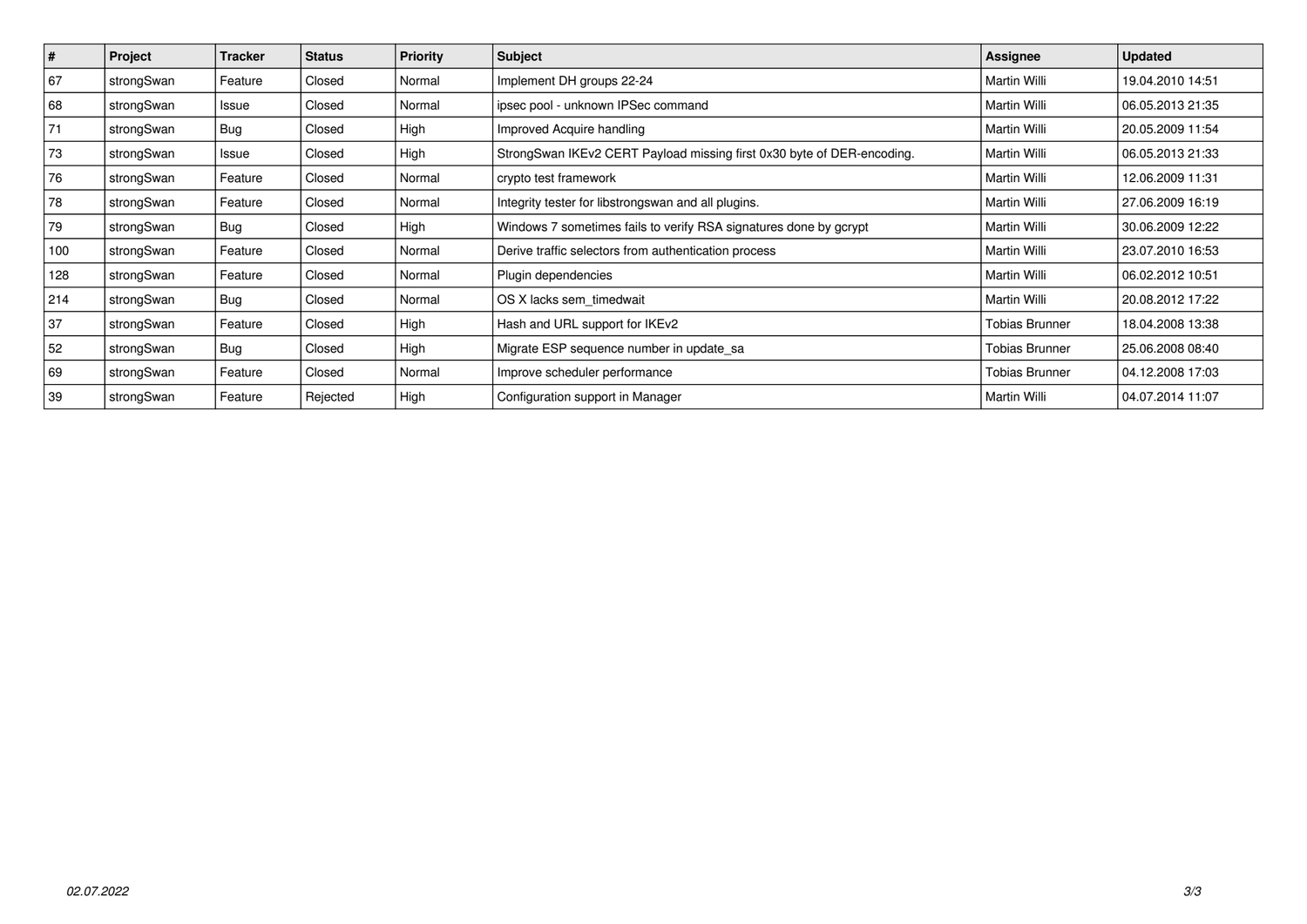| # | Project | Tracker | Status | Priority | Subject | Assignee | Updated |
|---|---|---|---|---|---|---|---|
| 67 | strongSwan | Feature | Closed | Normal | Implement DH groups 22-24 | Martin Willi | 19.04.2010 14:51 |
| 68 | strongSwan | Issue | Closed | Normal | ipsec pool - unknown IPSec command | Martin Willi | 06.05.2013 21:35 |
| 71 | strongSwan | Bug | Closed | High | Improved Acquire handling | Martin Willi | 20.05.2009 11:54 |
| 73 | strongSwan | Issue | Closed | High | StrongSwan IKEv2 CERT Payload missing first 0x30 byte of DER-encoding. | Martin Willi | 06.05.2013 21:33 |
| 76 | strongSwan | Feature | Closed | Normal | crypto test framework | Martin Willi | 12.06.2009 11:31 |
| 78 | strongSwan | Feature | Closed | Normal | Integrity tester for libstrongswan and all plugins. | Martin Willi | 27.06.2009 16:19 |
| 79 | strongSwan | Bug | Closed | High | Windows 7 sometimes fails to verify RSA signatures done by gcrypt | Martin Willi | 30.06.2009 12:22 |
| 100 | strongSwan | Feature | Closed | Normal | Derive traffic selectors from authentication process | Martin Willi | 23.07.2010 16:53 |
| 128 | strongSwan | Feature | Closed | Normal | Plugin dependencies | Martin Willi | 06.02.2012 10:51 |
| 214 | strongSwan | Bug | Closed | Normal | OS X lacks sem_timedwait | Martin Willi | 20.08.2012 17:22 |
| 37 | strongSwan | Feature | Closed | High | Hash and URL support for IKEv2 | Tobias Brunner | 18.04.2008 13:38 |
| 52 | strongSwan | Bug | Closed | High | Migrate ESP sequence number in update_sa | Tobias Brunner | 25.06.2008 08:40 |
| 69 | strongSwan | Feature | Closed | Normal | Improve scheduler performance | Tobias Brunner | 04.12.2008 17:03 |
| 39 | strongSwan | Feature | Rejected | High | Configuration support in Manager | Martin Willi | 04.07.2014 11:07 |